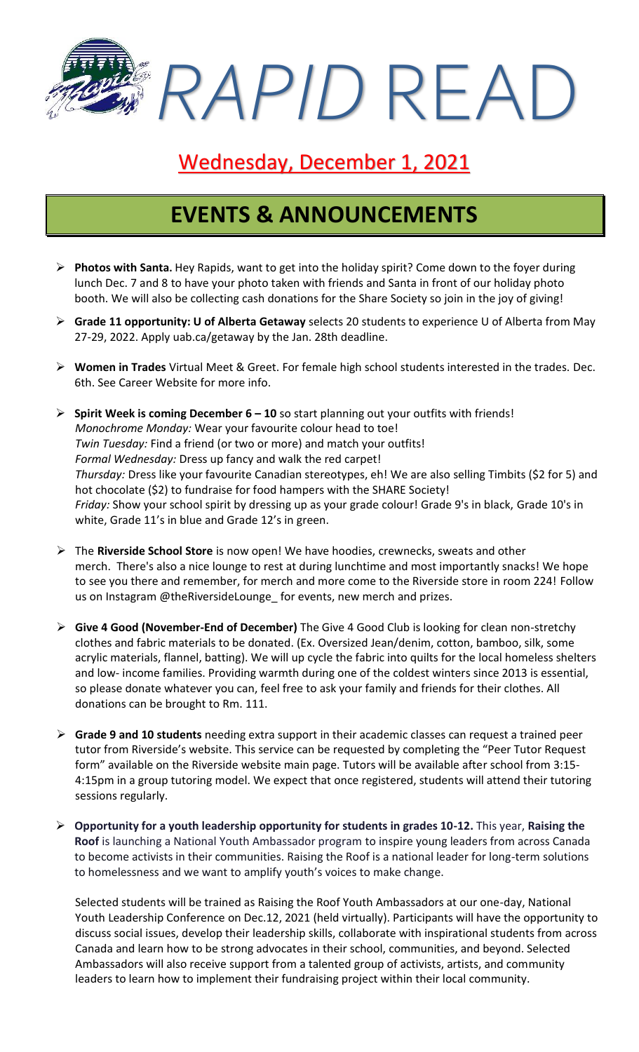# *RAPID* READ

## Wednesday, December 1, 2021

## EVENTS & ANNOUNCEMENTS

- **Photos with Santa.** Hey Rapids, want to get into the holiday spirit? Come down to the foyer during lunch Dec. 7 and 8 to have your photo taken with friends and Santa in front of our holiday photo booth. We will also be collecting cash donations for the Share Society so join in the joy of giving!

- **Grade 11 opportunity: U of Alberta Getaway** selects 20 students to experience U of Alberta from May 27-29, 2022. Apply uab.ca/getaway by the Jan. 28th deadline.

- **Women in Trades** Virtual Meet & Greet. For female high school students interested in the trades. Dec. 6th. See Career Website for more info.

- **Spirit Week is coming December 6 – 10** so start planning out your outfits with friends!
  *Monochrome Monday:* Wear your favourite colour head to toe!
  *Twin Tuesday:* Find a friend (or two or more) and match your outfits!
  *Formal Wednesday:* Dress up fancy and walk the red carpet!
  *Thursday:* Dress like your favourite Canadian stereotypes, eh! We are also selling Timbits ($2 for 5) and hot chocolate ($2) to fundraise for food hampers with the SHARE Society!
  *Friday:* Show your school spirit by dressing up as your grade colour! Grade 9's in black, Grade 10's in white, Grade 11's in blue and Grade 12's in green.

- The **Riverside School Store** is now open! We have hoodies, crewnecks, sweats and other merch. There's also a nice lounge to rest at during lunchtime and most importantly snacks! We hope to see you there and remember, for merch and more come to the Riverside store in room 224! Follow us on Instagram @theRiversideLounge_ for events, new merch and prizes.

- **Give 4 Good (November-End of December)** The Give 4 Good Club is looking for clean non-stretchy clothes and fabric materials to be donated. (Ex. Oversized Jean/denim, cotton, bamboo, silk, some acrylic materials, flannel, batting). We will up cycle the fabric into quilts for the local homeless shelters and low- income families. Providing warmth during one of the coldest winters since 2013 is essential, so please donate whatever you can, feel free to ask your family and friends for their clothes. All donations can be brought to Rm. 111.

- **Grade 9 and 10 students** needing extra support in their academic classes can request a trained peer tutor from Riverside's website. This service can be requested by completing the "Peer Tutor Request form" available on the Riverside website main page. Tutors will be available after school from 3:15-4:15pm in a group tutoring model. We expect that once registered, students will attend their tutoring sessions regularly.

- **Opportunity for a youth leadership opportunity for students in grades 10-12.** This year, **Raising the Roof** is launching a National Youth Ambassador program to inspire young leaders from across Canada to become activists in their communities. Raising the Roof is a national leader for long-term solutions to homelessness and we want to amplify youth's voices to make change.

  Selected students will be trained as Raising the Roof Youth Ambassadors at our one-day, National Youth Leadership Conference on Dec.12, 2021 (held virtually). Participants will have the opportunity to discuss social issues, develop their leadership skills, collaborate with inspirational students from across Canada and learn how to be strong advocates in their school, communities, and beyond. Selected Ambassadors will also receive support from a talented group of activists, artists, and community leaders to learn how to implement their fundraising project within their local community.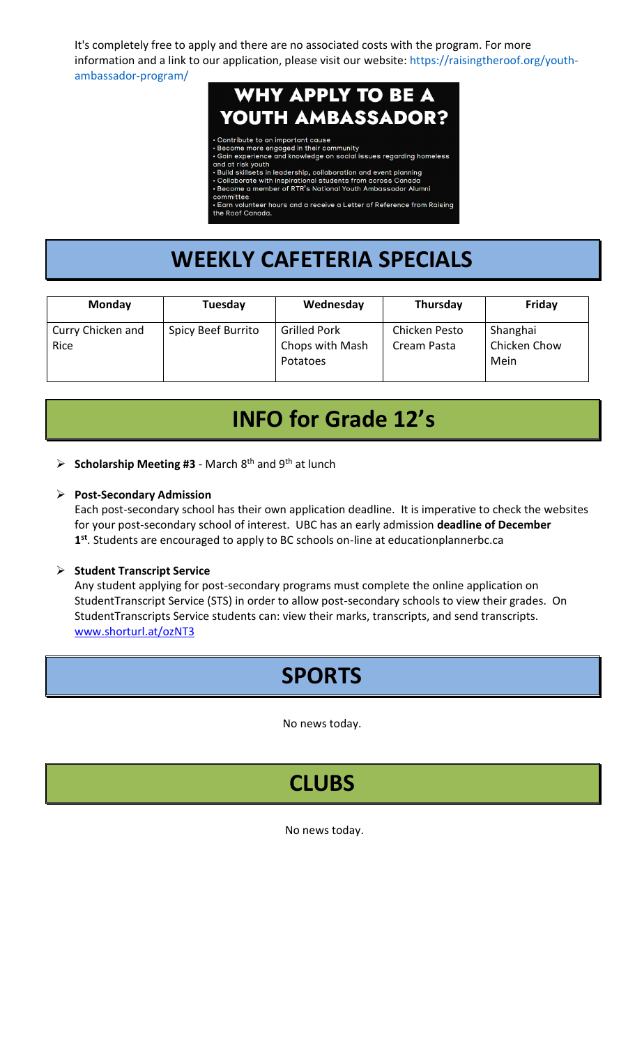It's completely free to apply and there are no associated costs with the program. For more information and a link to our application, please visit our website: https://raisingtheroof.org/youth-ambassador-program/

**WHY APPLY TO BE A YOUTH AMBASSADOR?**

- Contribute to an important cause
- Become more engaged in their community
- Gain experience and knowledge on social issues regarding homeless and at risk youth
- Build skillsets in leadership, collaboration and event planning
- Collaborate with inspirational students from across Canada
- Become a member of RTR's National Youth Ambassador Alumni committee
- Earn volunteer hours and a receive a Letter of Reference from Raising the Roof Canada.

# WEEKLY CAFETERIA SPECIALS

| Monday | Tuesday | Wednesday | Thursday | Friday |
| --- | --- | --- | --- | --- |
| Curry Chicken and Rice | Spicy Beef Burrito | Grilled Pork Chops with Mash Potatoes | Chicken Pesto Cream Pasta | Shanghai Chicken Chow Mein |

# INFO for Grade 12's

- **Scholarship Meeting #3** - March 8th and 9th at lunch
- **Post-Secondary Admission**
  
  Each post-secondary school has their own application deadline. It is imperative to check the websites for your post-secondary school of interest. UBC has an early admission **deadline of December 1st**. Students are encouraged to apply to BC schools on-line at educationplannerbc.ca
- **Student Transcript Service**
  
  Any student applying for post-secondary programs must complete the online application on StudentTranscript Service (STS) in order to allow post-secondary schools to view their grades. On StudentTranscripts Service students can: view their marks, transcripts, and send transcripts. www.shorturl.at/ozNT3

# SPORTS

No news today.

# CLUBS

No news today.